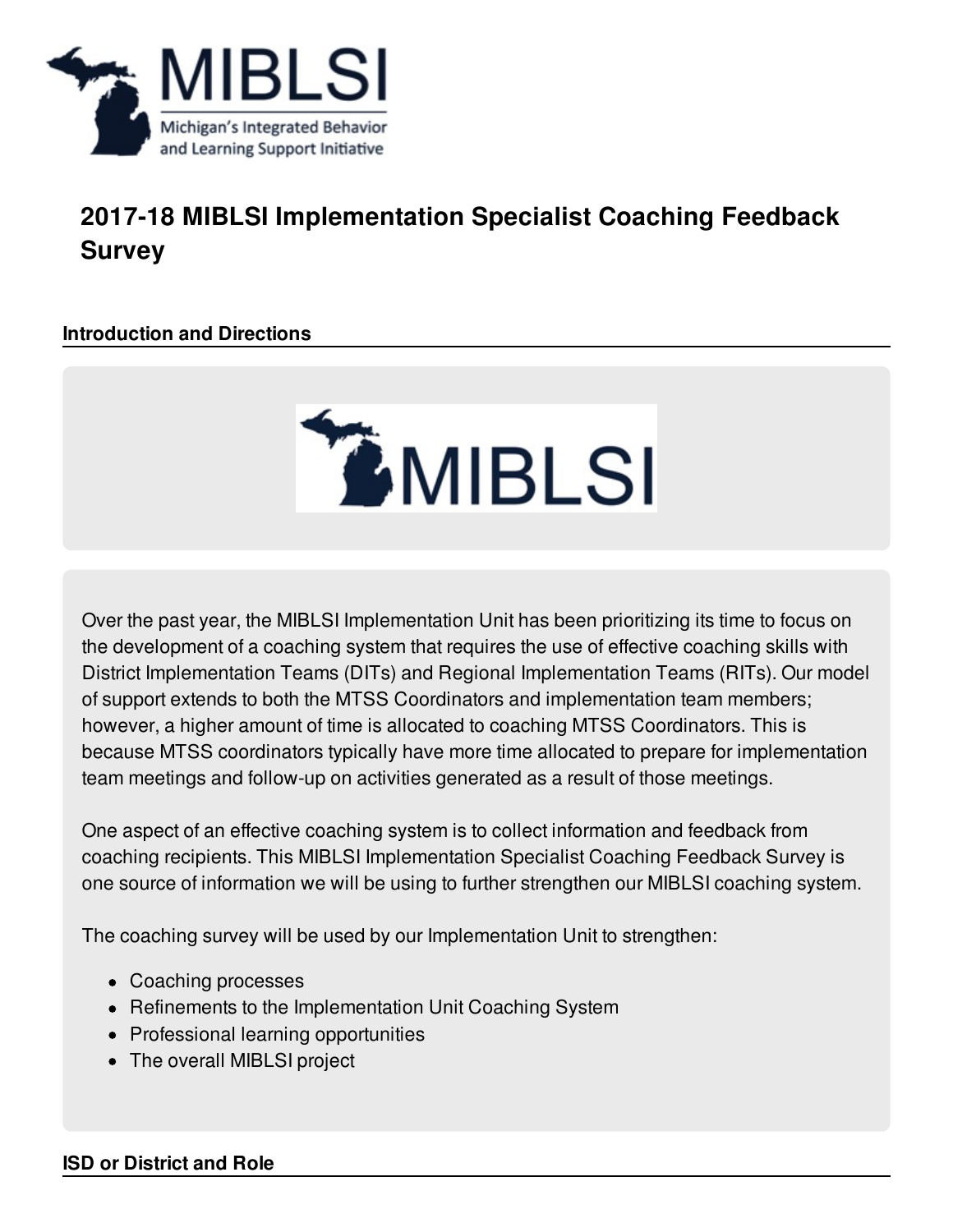# 2017-18 MIBLSI Implementation Specialist Coaching Feedback Survey

## Introduction and Directions

Over the past year, the MIBLSI Implementation Unit has been prioritizing its time to focus on the development of a coaching system that requires the use of effective coaching skills with District Implementation Teams (DITs) and Regional Implementation Teams (RITs). Our model of support extends to both the MTSS Coordinators and implementation team members; however, a higher amount of time is allocated to coaching MTSS Coordinators. This is because MTSS coordinators typically have more time allocated to prepare for implementation team meetings and follow-up on activities generated as a result of those meetings.

One aspect of an effective coaching system is to collect information and feedback from coaching recipients. This MIBLSI Implementation Specialist Coaching Feedback Survey is one source of information we will be using to further strengthen our MIBLSI coaching system.

The coaching survey will be used by our Implementation Unit to strengthen:

- Coaching processes
- Refinements to the Implementation Unit Coaching System
- Professional learning opportunities
- The overall MIBLSI project

## ISD or District and Role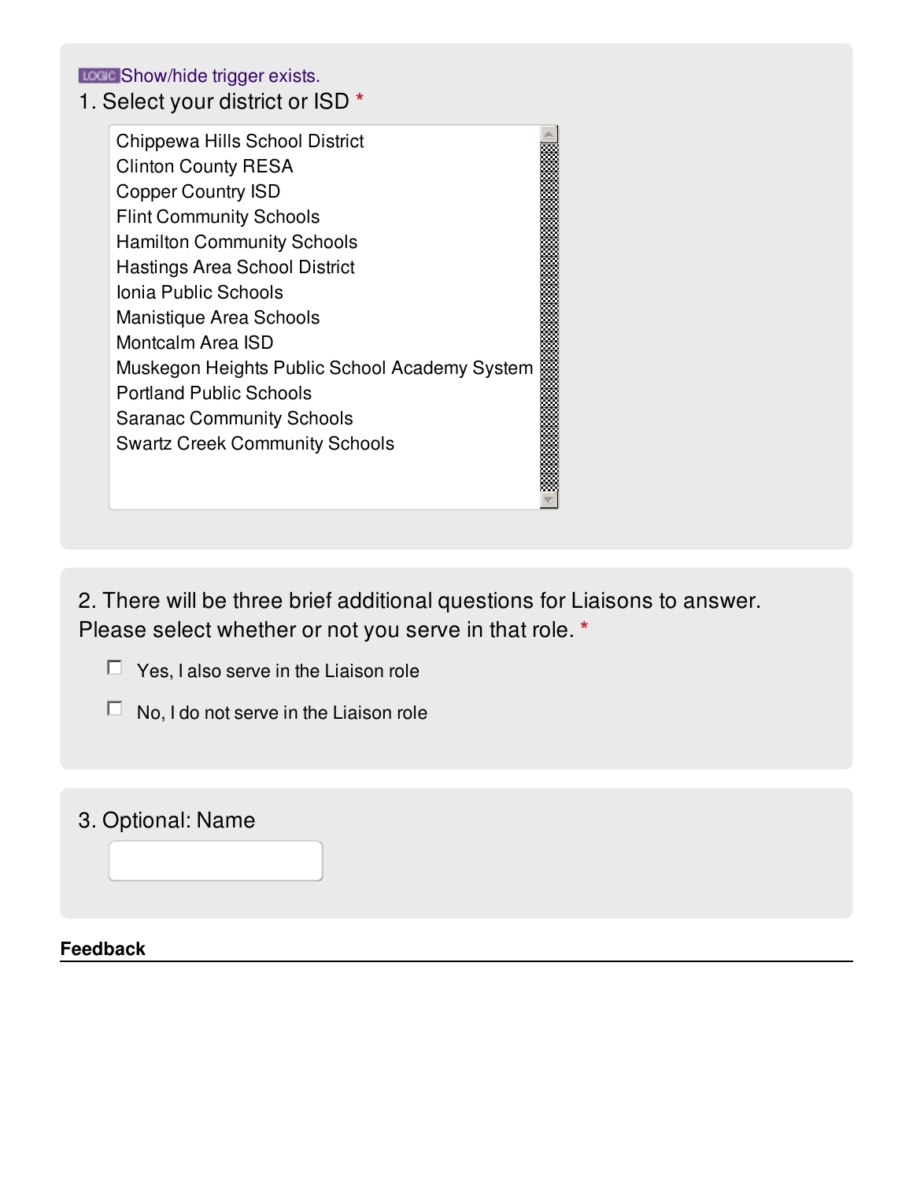LOGIC Show/hide trigger exists.

1. Select your district or ISD *

- Chippewa Hills School District
- Clinton County RESA
- Copper Country ISD
- Flint Community Schools
- Hamilton Community Schools
- Hastings Area School District
- Ionia Public Schools
- Manistique Area Schools
- Montcalm Area ISD
- Muskegon Heights Public School Academy System
- Portland Public Schools
- Saranac Community Schools
- Swartz Creek Community Schools

2. There will be three brief additional questions for Liaisons to answer. Please select whether or not you serve in that role. *

- [ ] Yes, I also serve in the Liaison role
- [ ] No, I do not serve in the Liaison role

3. Optional: Name

**Feedback**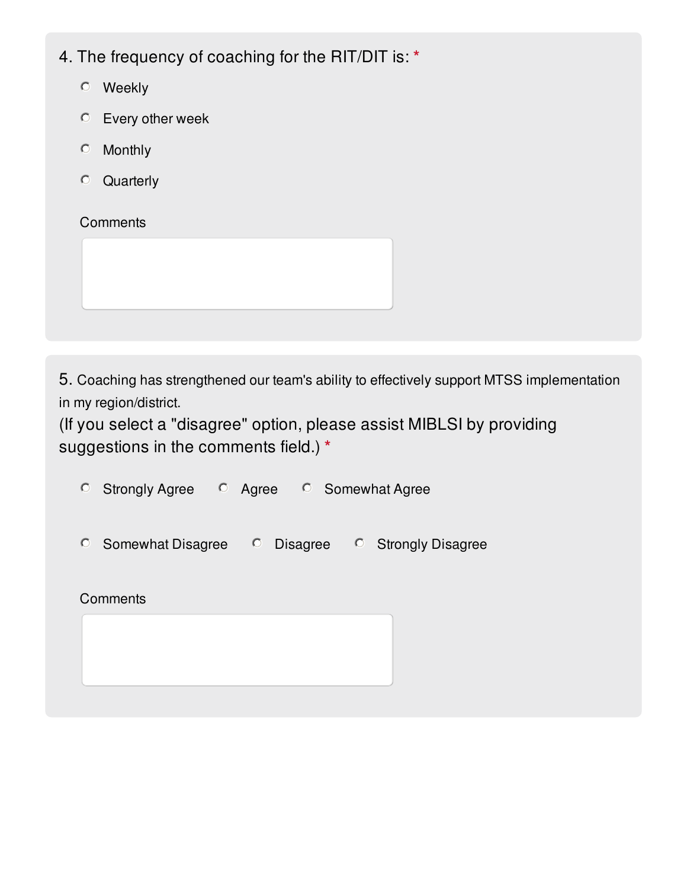4. The frequency of coaching for the RIT/DIT is: *

- ○ Weekly
- ○ Every other week
- ○ Monthly
- ○ Quarterly

Comments

5. Coaching has strengthened our team's ability to effectively support MTSS implementation in my region/district.
(If you select a "disagree" option, please assist MIBLSI by providing suggestions in the comments field.) *

○ Strongly Agree ○ Agree ○ Somewhat Agree

○ Somewhat Disagree ○ Disagree ○ Strongly Disagree

Comments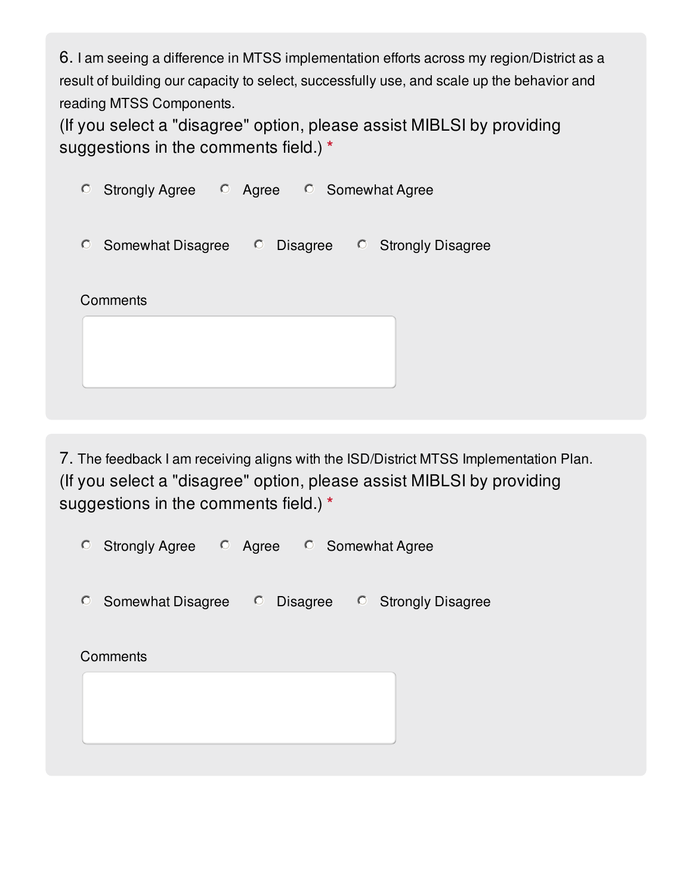6. I am seeing a difference in MTSS implementation efforts across my region/District as a result of building our capacity to select, successfully use, and scale up the behavior and reading MTSS Components.
(If you select a "disagree" option, please assist MIBLSI by providing suggestions in the comments field.) *

- Strongly Agree
- Agree
- Somewhat Agree
- Somewhat Disagree
- Disagree
- Strongly Disagree

Comments

7. The feedback I am receiving aligns with the ISD/District MTSS Implementation Plan.
(If you select a "disagree" option, please assist MIBLSI by providing suggestions in the comments field.) *

- Strongly Agree
- Agree
- Somewhat Agree
- Somewhat Disagree
- Disagree
- Strongly Disagree

Comments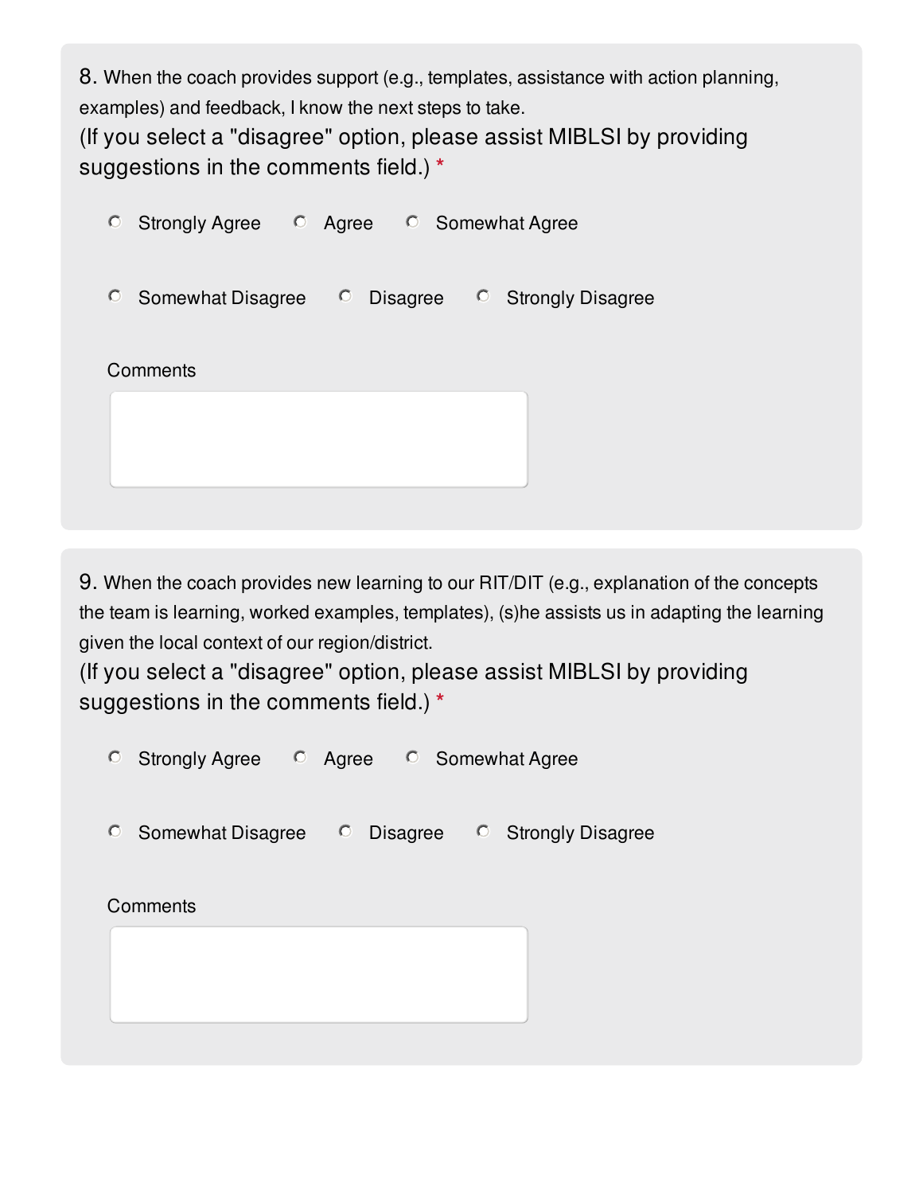8. When the coach provides support (e.g., templates, assistance with action planning, examples) and feedback, I know the next steps to take.
(If you select a "disagree" option, please assist MIBLSI by providing suggestions in the comments field.) *

- Strongly Agree
- Agree
- Somewhat Agree
- Somewhat Disagree
- Disagree
- Strongly Disagree

Comments

9. When the coach provides new learning to our RIT/DIT (e.g., explanation of the concepts the team is learning, worked examples, templates), (s)he assists us in adapting the learning given the local context of our region/district.
(If you select a "disagree" option, please assist MIBLSI by providing suggestions in the comments field.) *

- Strongly Agree
- Agree
- Somewhat Agree
- Somewhat Disagree
- Disagree
- Strongly Disagree

Comments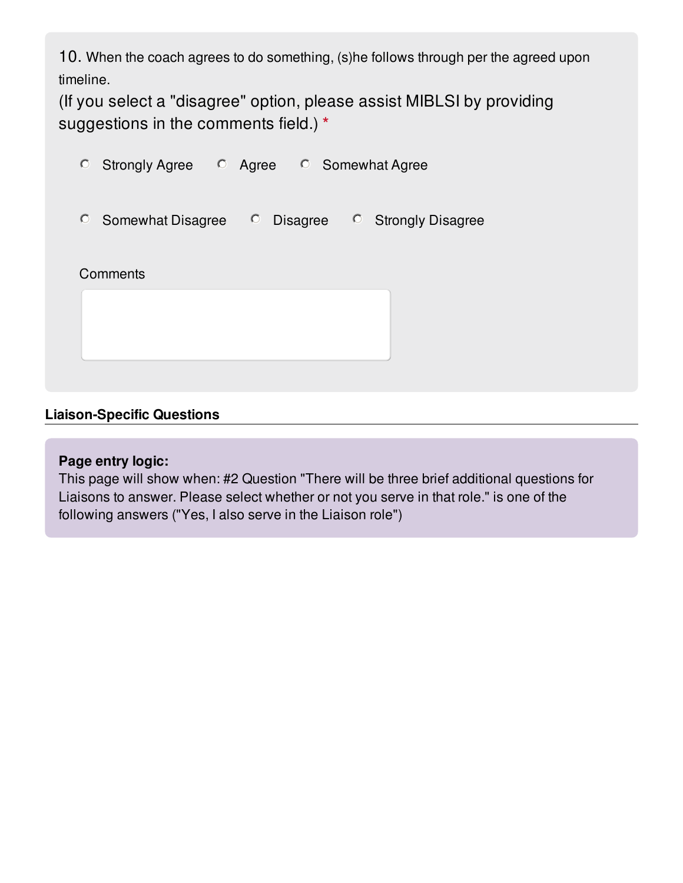10. When the coach agrees to do something, (s)he follows through per the agreed upon timeline.
(If you select a "disagree" option, please assist MIBLSI by providing suggestions in the comments field.) *

- Strongly Agree
- Agree
- Somewhat Agree
- Somewhat Disagree
- Disagree
- Strongly Disagree

Comments

## Liaison-Specific Questions

**Page entry logic:**
This page will show when: #2 Question "There will be three brief additional questions for Liaisons to answer. Please select whether or not you serve in that role." is one of the following answers ("Yes, I also serve in the Liaison role")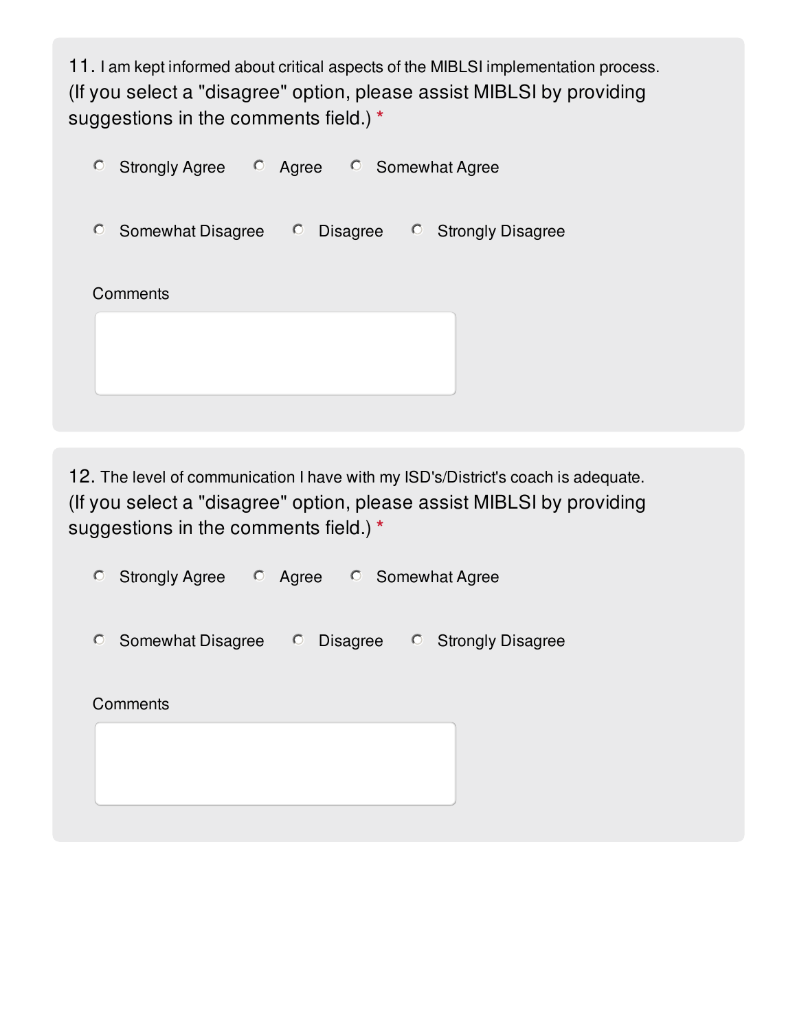11. I am kept informed about critical aspects of the MIBLSI implementation process.
(If you select a "disagree" option, please assist MIBLSI by providing suggestions in the comments field.) *

- ○ Strongly Agree
- ○ Agree
- ○ Somewhat Agree
- ○ Somewhat Disagree
- ○ Disagree
- ○ Strongly Disagree

Comments

12. The level of communication I have with my ISD's/District's coach is adequate.
(If you select a "disagree" option, please assist MIBLSI by providing suggestions in the comments field.) *

- ○ Strongly Agree
- ○ Agree
- ○ Somewhat Agree
- ○ Somewhat Disagree
- ○ Disagree
- ○ Strongly Disagree

Comments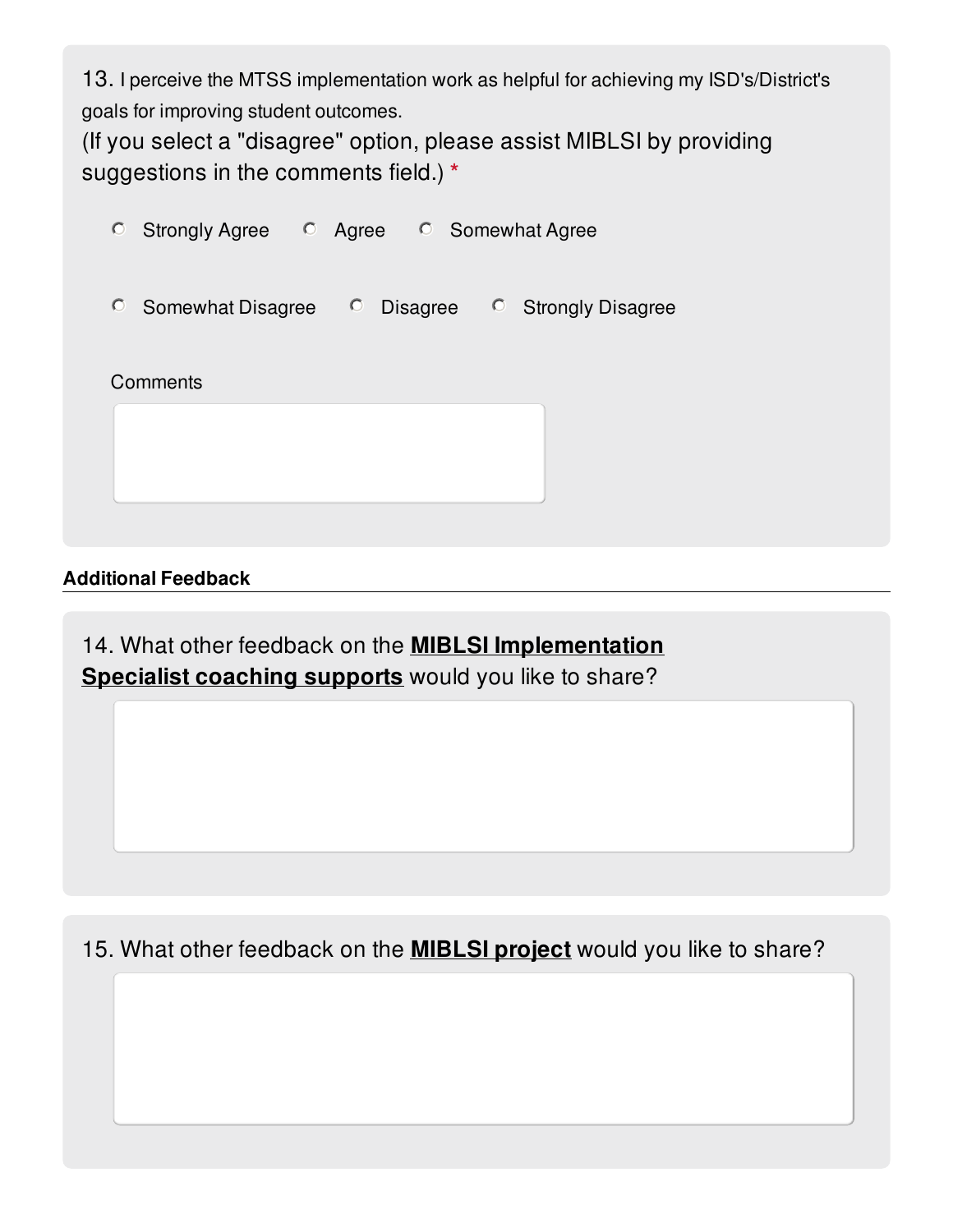13. I perceive the MTSS implementation work as helpful for achieving my ISD's/District's goals for improving student outcomes.
(If you select a "disagree" option, please assist MIBLSI by providing suggestions in the comments field.) *

- Strongly Agree
- Agree
- Somewhat Agree
- Somewhat Disagree
- Disagree
- Strongly Disagree

Comments

### Additional Feedback

14. What other feedback on the **MIBLSI Implementation Specialist coaching supports** would you like to share?

15. What other feedback on the **MIBLSI project** would you like to share?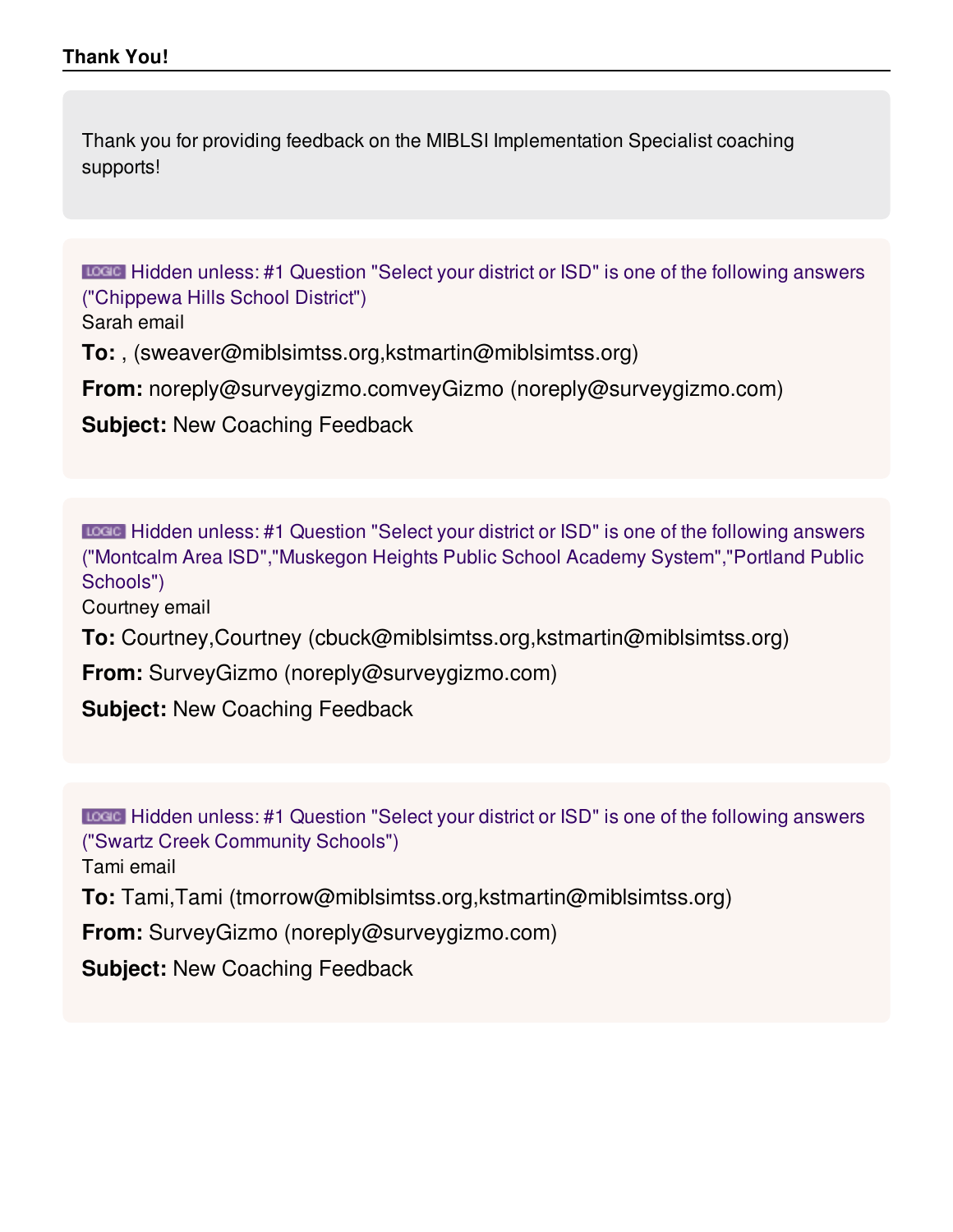**Thank You!**

Thank you for providing feedback on the MIBLSI Implementation Specialist coaching supports!

LOGIC Hidden unless: #1 Question "Select your district or ISD" is one of the following answers ("Chippewa Hills School District")

Sarah email

**To:** , (sweaver@miblsimtss.org,kstmartin@miblsimtss.org)

**From:** noreply@surveygizmo.comveyGizmo (noreply@surveygizmo.com)

**Subject:** New Coaching Feedback

LOGIC Hidden unless: #1 Question "Select your district or ISD" is one of the following answers ("Montcalm Area ISD","Muskegon Heights Public School Academy System","Portland Public Schools")

Courtney email

**To:** Courtney,Courtney (cbuck@miblsimtss.org,kstmartin@miblsimtss.org)

**From:** SurveyGizmo (noreply@surveygizmo.com)

**Subject:** New Coaching Feedback

LOGIC Hidden unless: #1 Question "Select your district or ISD" is one of the following answers ("Swartz Creek Community Schools")

Tami email

**To:** Tami,Tami (tmorrow@miblsimtss.org,kstmartin@miblsimtss.org)

**From:** SurveyGizmo (noreply@surveygizmo.com)

**Subject:** New Coaching Feedback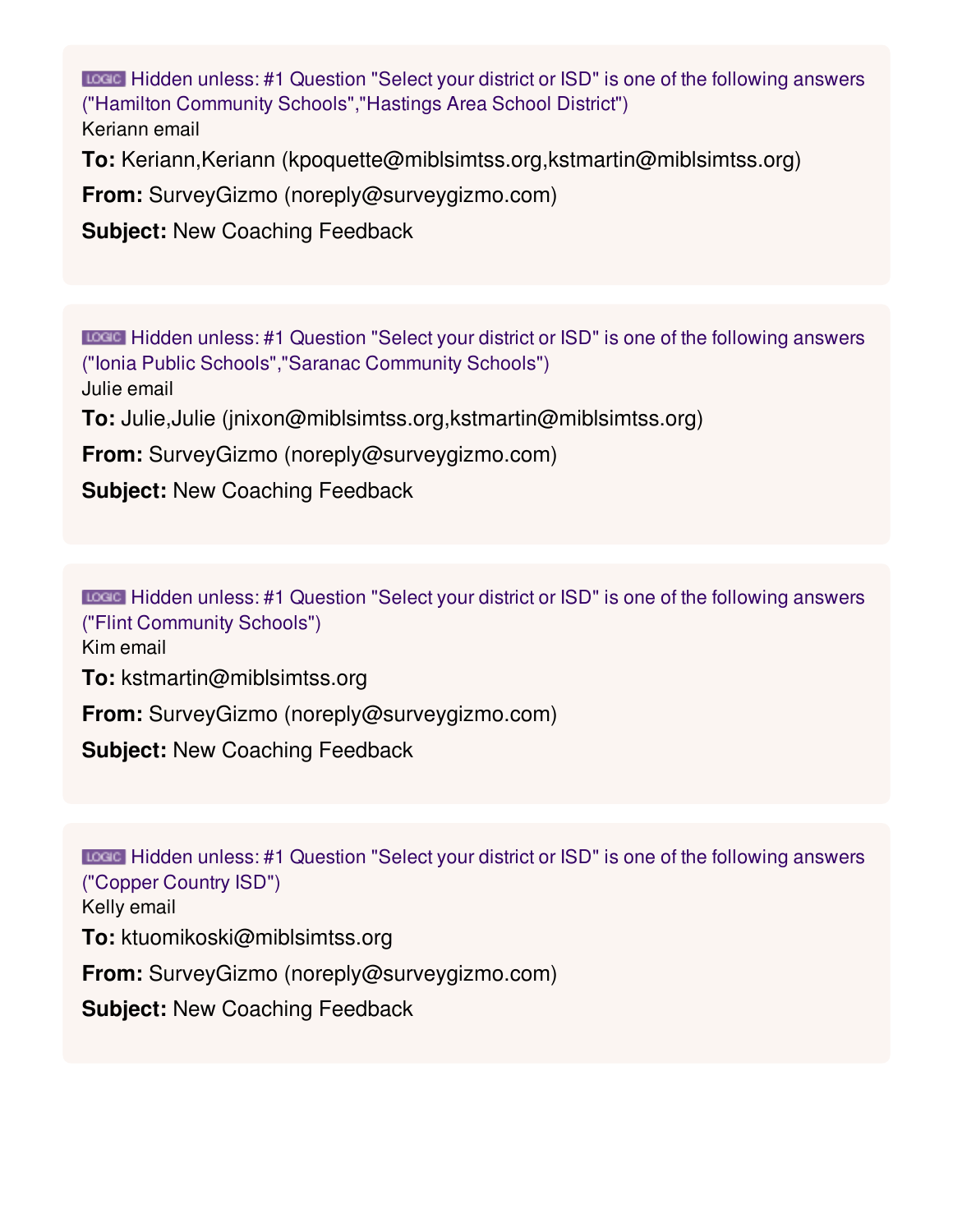LOGIC Hidden unless: #1 Question "Select your district or ISD" is one of the following answers ("Hamilton Community Schools","Hastings Area School District")

Keriann email

**To:** Keriann,Keriann (kpoquette@miblsimtss.org,kstmartin@miblsimtss.org)

**From:** SurveyGizmo (noreply@surveygizmo.com)

**Subject:** New Coaching Feedback

LOGIC Hidden unless: #1 Question "Select your district or ISD" is one of the following answers ("Ionia Public Schools","Saranac Community Schools")

Julie email

**To:** Julie,Julie (jnixon@miblsimtss.org,kstmartin@miblsimtss.org)

**From:** SurveyGizmo (noreply@surveygizmo.com)

**Subject:** New Coaching Feedback

LOGIC Hidden unless: #1 Question "Select your district or ISD" is one of the following answers ("Flint Community Schools")

Kim email

**To:** kstmartin@miblsimtss.org

**From:** SurveyGizmo (noreply@surveygizmo.com)

**Subject:** New Coaching Feedback

LOGIC Hidden unless: #1 Question "Select your district or ISD" is one of the following answers ("Copper Country ISD")

Kelly email

**To:** ktuomikoski@miblsimtss.org

**From:** SurveyGizmo (noreply@surveygizmo.com)

**Subject:** New Coaching Feedback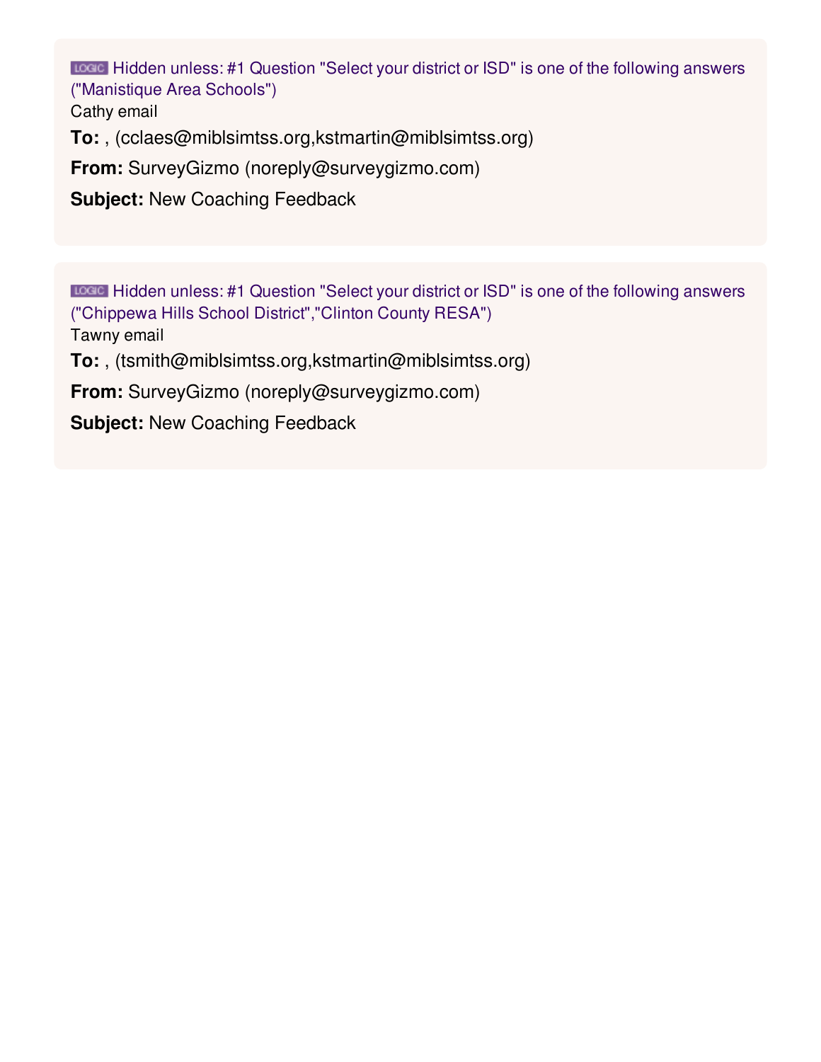LOGIC Hidden unless: #1 Question "Select your district or ISD" is one of the following answers ("Manistique Area Schools")

Cathy email

**To:** , (cclaes@miblsimtss.org,kstmartin@miblsimtss.org)

**From:** SurveyGizmo (noreply@surveygizmo.com)

**Subject:** New Coaching Feedback

LOGIC Hidden unless: #1 Question "Select your district or ISD" is one of the following answers ("Chippewa Hills School District","Clinton County RESA")

Tawny email

**To:** , (tsmith@miblsimtss.org,kstmartin@miblsimtss.org)

**From:** SurveyGizmo (noreply@surveygizmo.com)

**Subject:** New Coaching Feedback